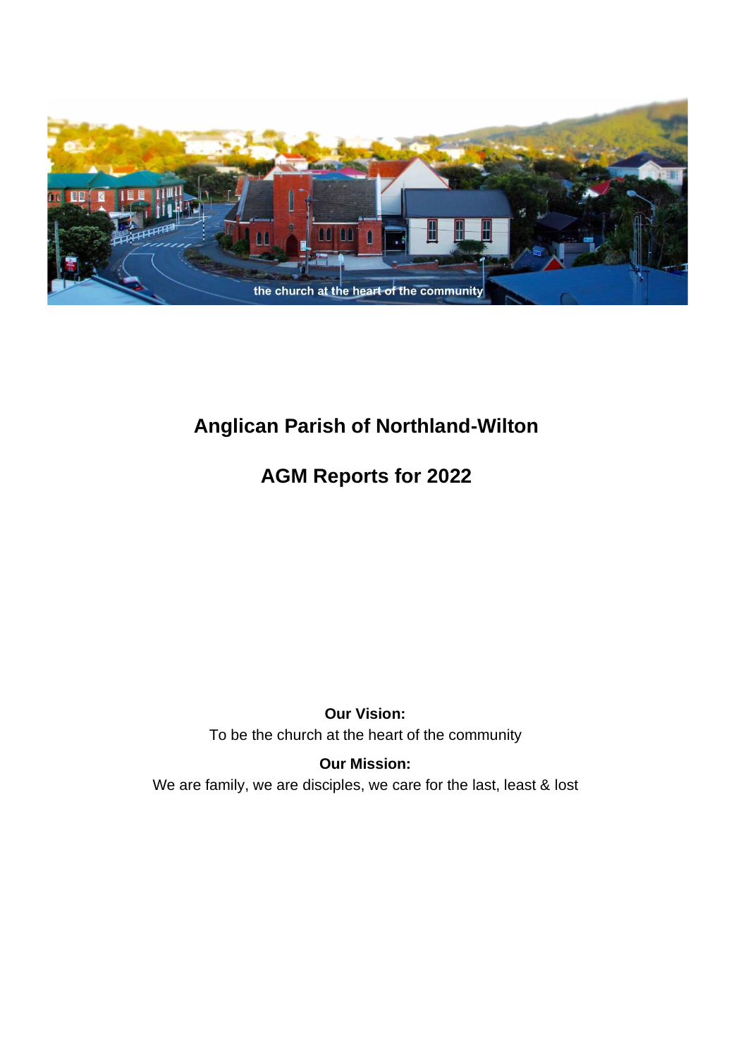# Anglican Parish of Northland-Wilton

## AGM Reports for 2022

**Our Vision:**
To be the church at the heart of the community

**Our Mission:**
We are family, we are disciples, we care for the last, least & lost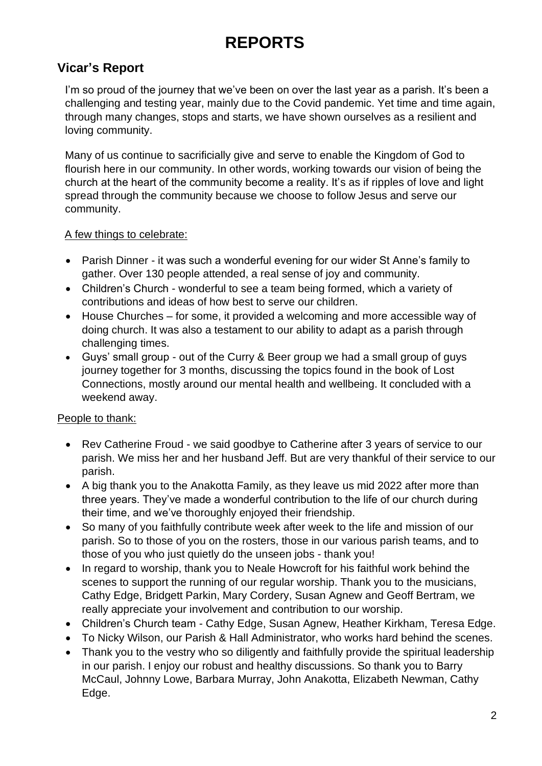# REPORTS

## Vicar's Report

I'm so proud of the journey that we've been on over the last year as a parish. It's been a challenging and testing year, mainly due to the Covid pandemic. Yet time and time again, through many changes, stops and starts, we have shown ourselves as a resilient and loving community.

Many of us continue to sacrificially give and serve to enable the Kingdom of God to flourish here in our community. In other words, working towards our vision of being the church at the heart of the community become a reality. It's as if ripples of love and light spread through the community because we choose to follow Jesus and serve our community.

A few things to celebrate:

- Parish Dinner - it was such a wonderful evening for our wider St Anne's family to gather. Over 130 people attended, a real sense of joy and community.
- Children's Church - wonderful to see a team being formed, which a variety of contributions and ideas of how best to serve our children.
- House Churches – for some, it provided a welcoming and more accessible way of doing church. It was also a testament to our ability to adapt as a parish through challenging times.
- Guys' small group - out of the Curry & Beer group we had a small group of guys journey together for 3 months, discussing the topics found in the book of Lost Connections, mostly around our mental health and wellbeing. It concluded with a weekend away.

People to thank:

- Rev Catherine Froud - we said goodbye to Catherine after 3 years of service to our parish. We miss her and her husband Jeff. But are very thankful of their service to our parish.
- A big thank you to the Anakotta Family, as they leave us mid 2022 after more than three years. They've made a wonderful contribution to the life of our church during their time, and we've thoroughly enjoyed their friendship.
- So many of you faithfully contribute week after week to the life and mission of our parish. So to those of you on the rosters, those in our various parish teams, and to those of you who just quietly do the unseen jobs - thank you!
- In regard to worship, thank you to Neale Howcroft for his faithful work behind the scenes to support the running of our regular worship. Thank you to the musicians, Cathy Edge, Bridgett Parkin, Mary Cordery, Susan Agnew and Geoff Bertram, we really appreciate your involvement and contribution to our worship.
- Children's Church team - Cathy Edge, Susan Agnew, Heather Kirkham, Teresa Edge.
- To Nicky Wilson, our Parish & Hall Administrator, who works hard behind the scenes.
- Thank you to the vestry who so diligently and faithfully provide the spiritual leadership in our parish. I enjoy our robust and healthy discussions. So thank you to Barry McCaul, Johnny Lowe, Barbara Murray, John Anakotta, Elizabeth Newman, Cathy Edge.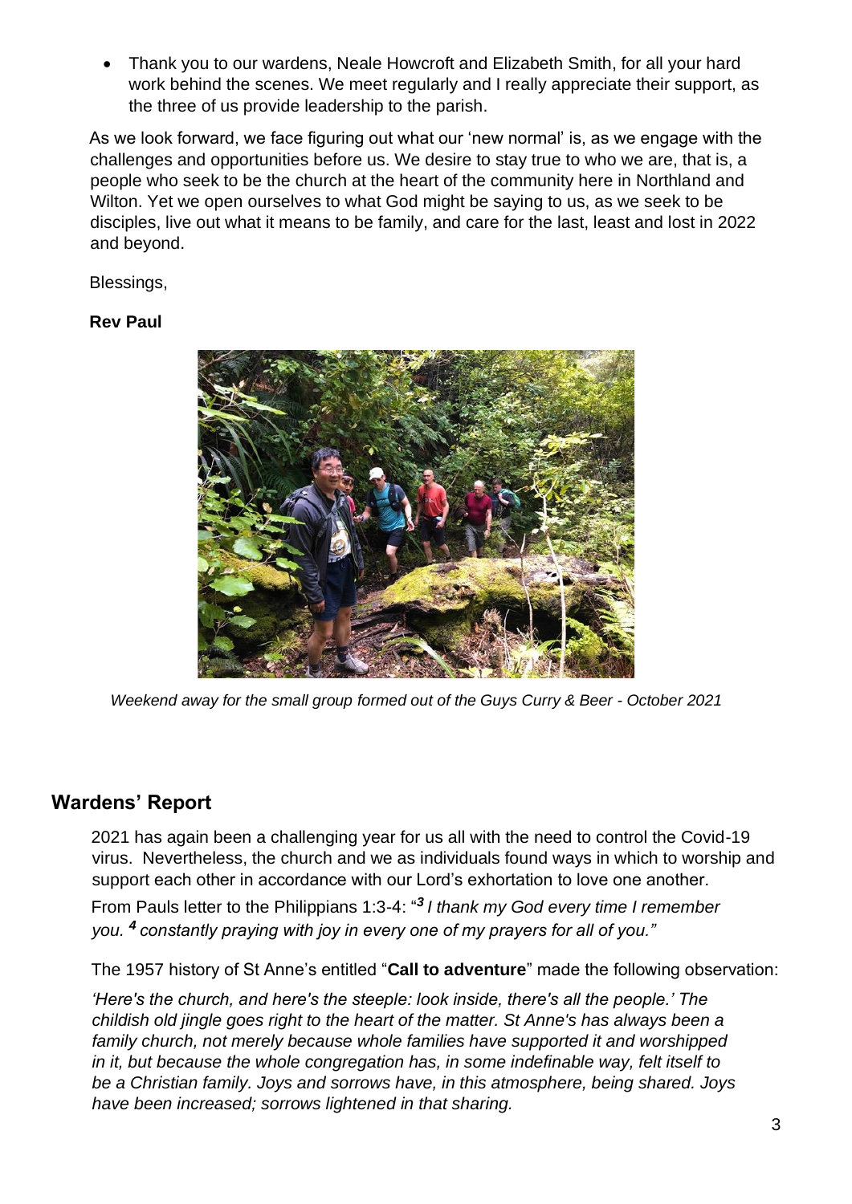- Thank you to our wardens, Neale Howcroft and Elizabeth Smith, for all your hard work behind the scenes. We meet regularly and I really appreciate their support, as the three of us provide leadership to the parish.

As we look forward, we face figuring out what our 'new normal' is, as we engage with the challenges and opportunities before us. We desire to stay true to who we are, that is, a people who seek to be the church at the heart of the community here in Northland and Wilton. Yet we open ourselves to what God might be saying to us, as we seek to be disciples, live out what it means to be family, and care for the last, least and lost in 2022 and beyond.

Blessings,

**Rev Paul**

*Weekend away for the small group formed out of the Guys Curry & Beer - October 2021*

## Wardens' Report

2021 has again been a challenging year for us all with the need to control the Covid-19 virus. Nevertheless, the church and we as individuals found ways in which to worship and support each other in accordance with our Lord's exhortation to love one another.

From Pauls letter to the Philippians 1:3-4: "*3 I thank my God every time I remember you. 4 constantly praying with joy in every one of my prayers for all of you."*

The 1957 history of St Anne's entitled "**Call to adventure**" made the following observation:

*'Here's the church, and here's the steeple: look inside, there's all the people.' The childish old jingle goes right to the heart of the matter. St Anne's has always been a family church, not merely because whole families have supported it and worshipped in it, but because the whole congregation has, in some indefinable way, felt itself to be a Christian family. Joys and sorrows have, in this atmosphere, being shared. Joys have been increased; sorrows lightened in that sharing.*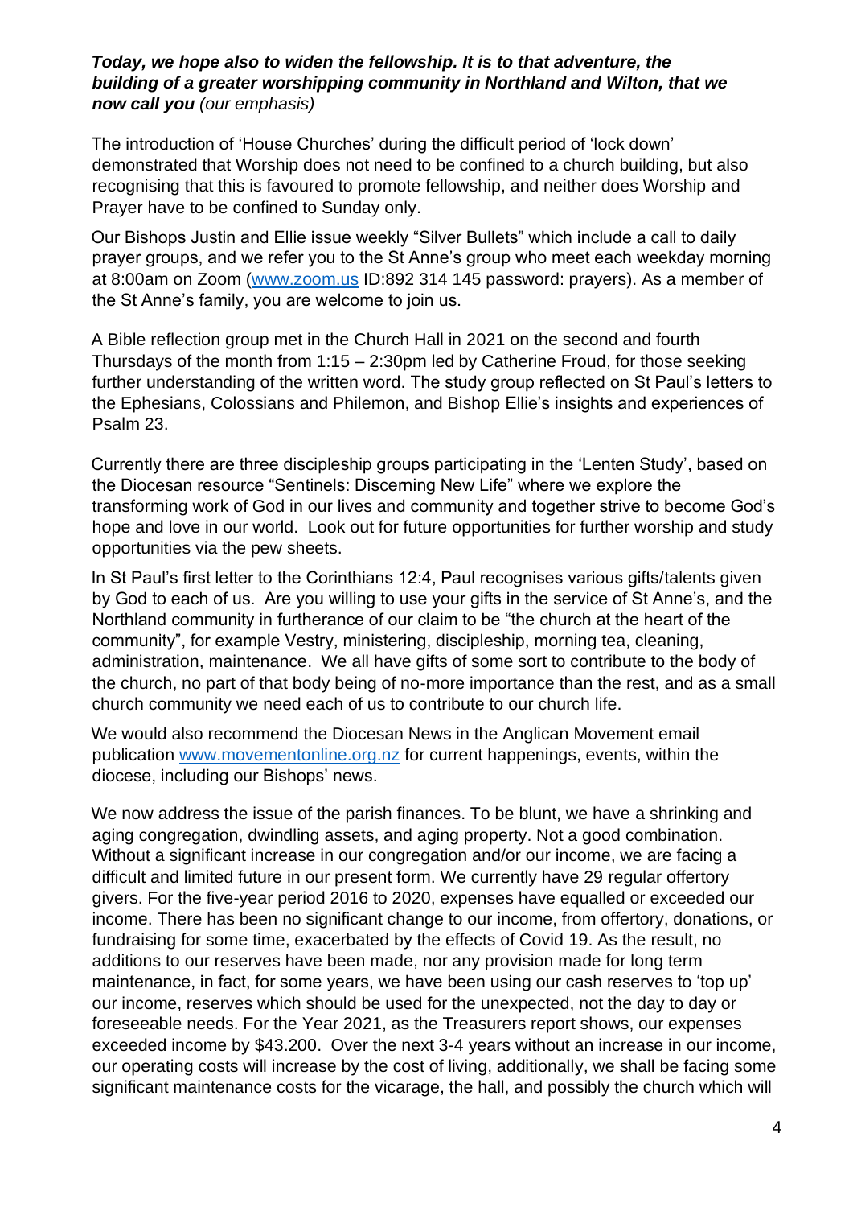***Today, we hope also to widen the fellowship. It is to that adventure, the building of a greater worshipping community in Northland and Wilton, that we now call you*** *(our emphasis)*

The introduction of 'House Churches' during the difficult period of 'lock down' demonstrated that Worship does not need to be confined to a church building, but also recognising that this is favoured to promote fellowship, and neither does Worship and Prayer have to be confined to Sunday only.

Our Bishops Justin and Ellie issue weekly "Silver Bullets" which include a call to daily prayer groups, and we refer you to the St Anne's group who meet each weekday morning at 8:00am on Zoom (www.zoom.us ID:892 314 145 password: prayers). As a member of the St Anne's family, you are welcome to join us.

A Bible reflection group met in the Church Hall in 2021 on the second and fourth Thursdays of the month from 1:15 – 2:30pm led by Catherine Froud, for those seeking further understanding of the written word. The study group reflected on St Paul's letters to the Ephesians, Colossians and Philemon, and Bishop Ellie's insights and experiences of Psalm 23.

Currently there are three discipleship groups participating in the 'Lenten Study', based on the Diocesan resource "Sentinels: Discerning New Life" where we explore the transforming work of God in our lives and community and together strive to become God's hope and love in our world. Look out for future opportunities for further worship and study opportunities via the pew sheets.

In St Paul's first letter to the Corinthians 12:4, Paul recognises various gifts/talents given by God to each of us. Are you willing to use your gifts in the service of St Anne's, and the Northland community in furtherance of our claim to be "the church at the heart of the community", for example Vestry, ministering, discipleship, morning tea, cleaning, administration, maintenance. We all have gifts of some sort to contribute to the body of the church, no part of that body being of no-more importance than the rest, and as a small church community we need each of us to contribute to our church life.

We would also recommend the Diocesan News in the Anglican Movement email publication www.movementonline.org.nz for current happenings, events, within the diocese, including our Bishops' news.

We now address the issue of the parish finances. To be blunt, we have a shrinking and aging congregation, dwindling assets, and aging property. Not a good combination. Without a significant increase in our congregation and/or our income, we are facing a difficult and limited future in our present form. We currently have 29 regular offertory givers. For the five-year period 2016 to 2020, expenses have equalled or exceeded our income. There has been no significant change to our income, from offertory, donations, or fundraising for some time, exacerbated by the effects of Covid 19. As the result, no additions to our reserves have been made, nor any provision made for long term maintenance, in fact, for some years, we have been using our cash reserves to 'top up' our income, reserves which should be used for the unexpected, not the day to day or foreseeable needs. For the Year 2021, as the Treasurers report shows, our expenses exceeded income by $43.200. Over the next 3-4 years without an increase in our income, our operating costs will increase by the cost of living, additionally, we shall be facing some significant maintenance costs for the vicarage, the hall, and possibly the church which will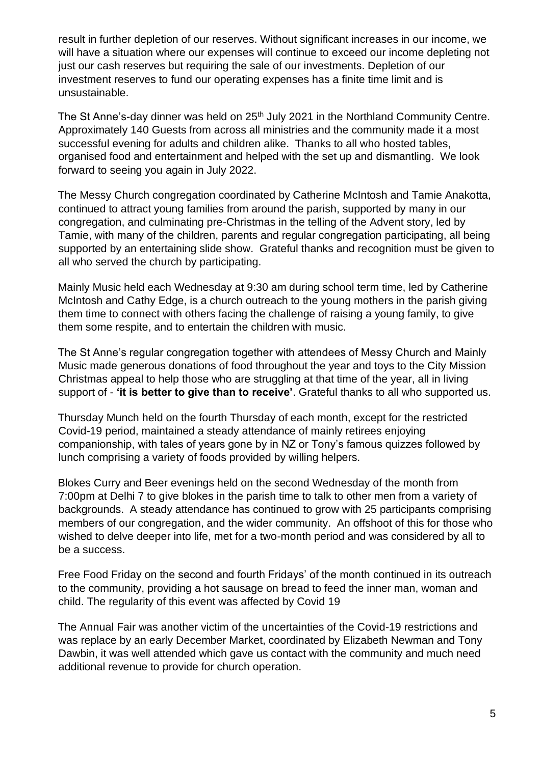result in further depletion of our reserves. Without significant increases in our income, we will have a situation where our expenses will continue to exceed our income depleting not just our cash reserves but requiring the sale of our investments. Depletion of our investment reserves to fund our operating expenses has a finite time limit and is unsustainable.

The St Anne's-day dinner was held on 25th July 2021 in the Northland Community Centre. Approximately 140 Guests from across all ministries and the community made it a most successful evening for adults and children alike. Thanks to all who hosted tables, organised food and entertainment and helped with the set up and dismantling. We look forward to seeing you again in July 2022.

The Messy Church congregation coordinated by Catherine McIntosh and Tamie Anakotta, continued to attract young families from around the parish, supported by many in our congregation, and culminating pre-Christmas in the telling of the Advent story, led by Tamie, with many of the children, parents and regular congregation participating, all being supported by an entertaining slide show. Grateful thanks and recognition must be given to all who served the church by participating.

Mainly Music held each Wednesday at 9:30 am during school term time, led by Catherine McIntosh and Cathy Edge, is a church outreach to the young mothers in the parish giving them time to connect with others facing the challenge of raising a young family, to give them some respite, and to entertain the children with music.

The St Anne's regular congregation together with attendees of Messy Church and Mainly Music made generous donations of food throughout the year and toys to the City Mission Christmas appeal to help those who are struggling at that time of the year, all in living support of - **'it is better to give than to receive'**. Grateful thanks to all who supported us.

Thursday Munch held on the fourth Thursday of each month, except for the restricted Covid-19 period, maintained a steady attendance of mainly retirees enjoying companionship, with tales of years gone by in NZ or Tony's famous quizzes followed by lunch comprising a variety of foods provided by willing helpers.

Blokes Curry and Beer evenings held on the second Wednesday of the month from 7:00pm at Delhi 7 to give blokes in the parish time to talk to other men from a variety of backgrounds. A steady attendance has continued to grow with 25 participants comprising members of our congregation, and the wider community. An offshoot of this for those who wished to delve deeper into life, met for a two-month period and was considered by all to be a success.

Free Food Friday on the second and fourth Fridays' of the month continued in its outreach to the community, providing a hot sausage on bread to feed the inner man, woman and child. The regularity of this event was affected by Covid 19

The Annual Fair was another victim of the uncertainties of the Covid-19 restrictions and was replace by an early December Market, coordinated by Elizabeth Newman and Tony Dawbin, it was well attended which gave us contact with the community and much need additional revenue to provide for church operation.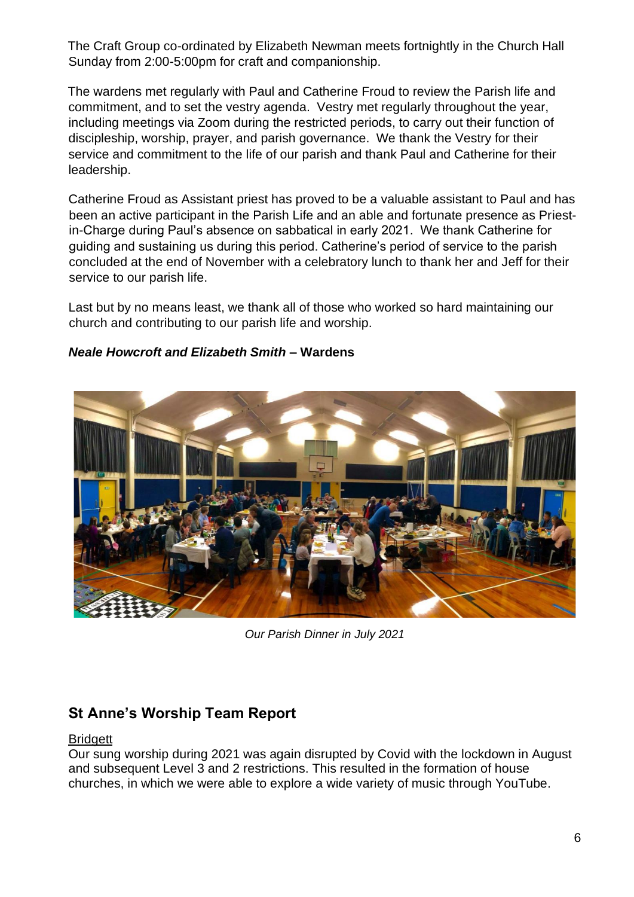The Craft Group co-ordinated by Elizabeth Newman meets fortnightly in the Church Hall Sunday from 2:00-5:00pm for craft and companionship.

The wardens met regularly with Paul and Catherine Froud to review the Parish life and commitment, and to set the vestry agenda. Vestry met regularly throughout the year, including meetings via Zoom during the restricted periods, to carry out their function of discipleship, worship, prayer, and parish governance. We thank the Vestry for their service and commitment to the life of our parish and thank Paul and Catherine for their leadership.

Catherine Froud as Assistant priest has proved to be a valuable assistant to Paul and has been an active participant in the Parish Life and an able and fortunate presence as Priest-in-Charge during Paul's absence on sabbatical in early 2021. We thank Catherine for guiding and sustaining us during this period. Catherine's period of service to the parish concluded at the end of November with a celebratory lunch to thank her and Jeff for their service to our parish life.

Last but by no means least, we thank all of those who worked so hard maintaining our church and contributing to our parish life and worship.

***Neale Howcroft and Elizabeth Smith* – Wardens**

*Our Parish Dinner in July 2021*

## St Anne's Worship Team Report

Bridgett

Our sung worship during 2021 was again disrupted by Covid with the lockdown in August and subsequent Level 3 and 2 restrictions. This resulted in the formation of house churches, in which we were able to explore a wide variety of music through YouTube.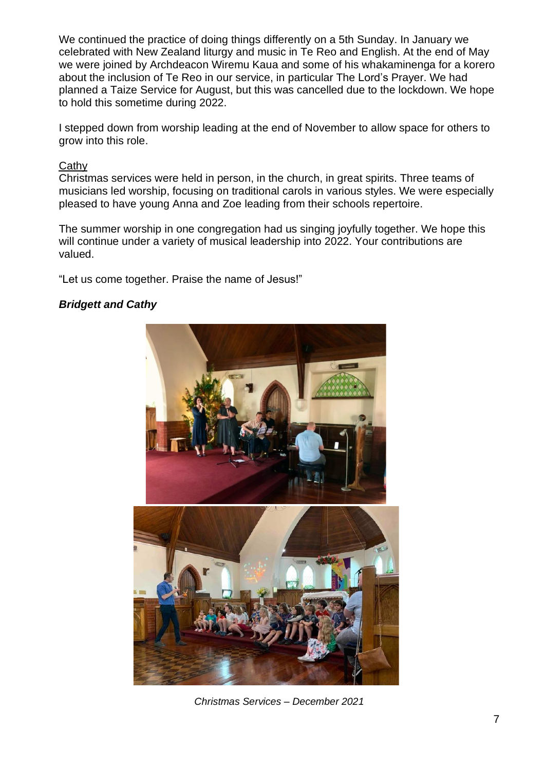We continued the practice of doing things differently on a 5th Sunday. In January we celebrated with New Zealand liturgy and music in Te Reo and English. At the end of May we were joined by Archdeacon Wiremu Kaua and some of his whakaminenga for a korero about the inclusion of Te Reo in our service, in particular The Lord's Prayer. We had planned a Taize Service for August, but this was cancelled due to the lockdown. We hope to hold this sometime during 2022.

I stepped down from worship leading at the end of November to allow space for others to grow into this role.

Cathy

Christmas services were held in person, in the church, in great spirits. Three teams of musicians led worship, focusing on traditional carols in various styles. We were especially pleased to have young Anna and Zoe leading from their schools repertoire.

The summer worship in one congregation had us singing joyfully together. We hope this will continue under a variety of musical leadership into 2022. Your contributions are valued.

"Let us come together. Praise the name of Jesus!"

***Bridgett and Cathy***

*Christmas Services – December 2021*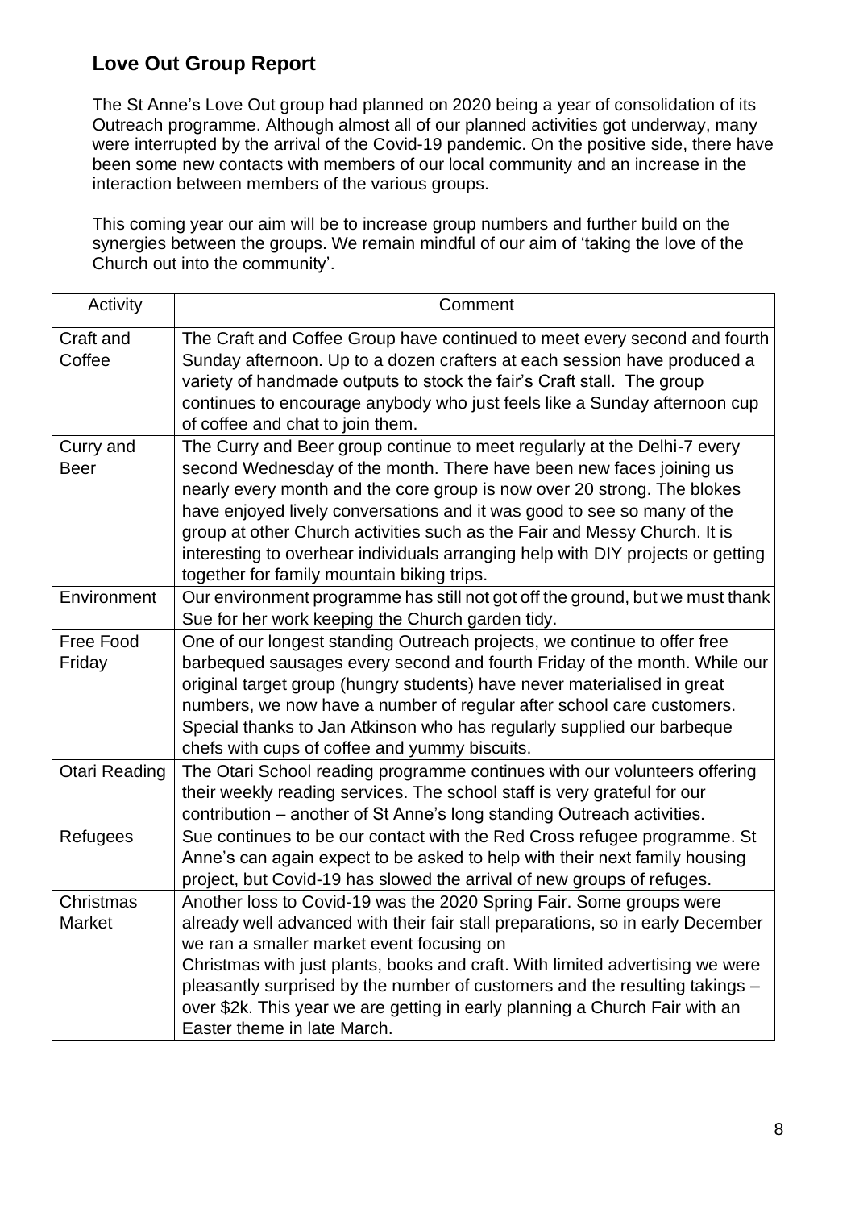## Love Out Group Report

The St Anne's Love Out group had planned on 2020 being a year of consolidation of its Outreach programme. Although almost all of our planned activities got underway, many were interrupted by the arrival of the Covid-19 pandemic. On the positive side, there have been some new contacts with members of our local community and an increase in the interaction between members of the various groups.

This coming year our aim will be to increase group numbers and further build on the synergies between the groups. We remain mindful of our aim of 'taking the love of the Church out into the community'.

| Activity | Comment |
|---|---|
| Craft and Coffee | The Craft and Coffee Group have continued to meet every second and fourth Sunday afternoon. Up to a dozen crafters at each session have produced a variety of handmade outputs to stock the fair's Craft stall. The group continues to encourage anybody who just feels like a Sunday afternoon cup of coffee and chat to join them. |
| Curry and Beer | The Curry and Beer group continue to meet regularly at the Delhi-7 every second Wednesday of the month. There have been new faces joining us nearly every month and the core group is now over 20 strong. The blokes have enjoyed lively conversations and it was good to see so many of the group at other Church activities such as the Fair and Messy Church. It is interesting to overhear individuals arranging help with DIY projects or getting together for family mountain biking trips. |
| Environment | Our environment programme has still not got off the ground, but we must thank Sue for her work keeping the Church garden tidy. |
| Free Food Friday | One of our longest standing Outreach projects, we continue to offer free barbequed sausages every second and fourth Friday of the month. While our original target group (hungry students) have never materialised in great numbers, we now have a number of regular after school care customers. Special thanks to Jan Atkinson who has regularly supplied our barbeque chefs with cups of coffee and yummy biscuits. |
| Otari Reading | The Otari School reading programme continues with our volunteers offering their weekly reading services. The school staff is very grateful for our contribution – another of St Anne's long standing Outreach activities. |
| Refugees | Sue continues to be our contact with the Red Cross refugee programme. St Anne's can again expect to be asked to help with their next family housing project, but Covid-19 has slowed the arrival of new groups of refuges. |
| Christmas Market | Another loss to Covid-19 was the 2020 Spring Fair. Some groups were already well advanced with their fair stall preparations, so in early December we ran a smaller market event focusing on Christmas with just plants, books and craft. With limited advertising we were pleasantly surprised by the number of customers and the resulting takings – over $2k. This year we are getting in early planning a Church Fair with an Easter theme in late March. |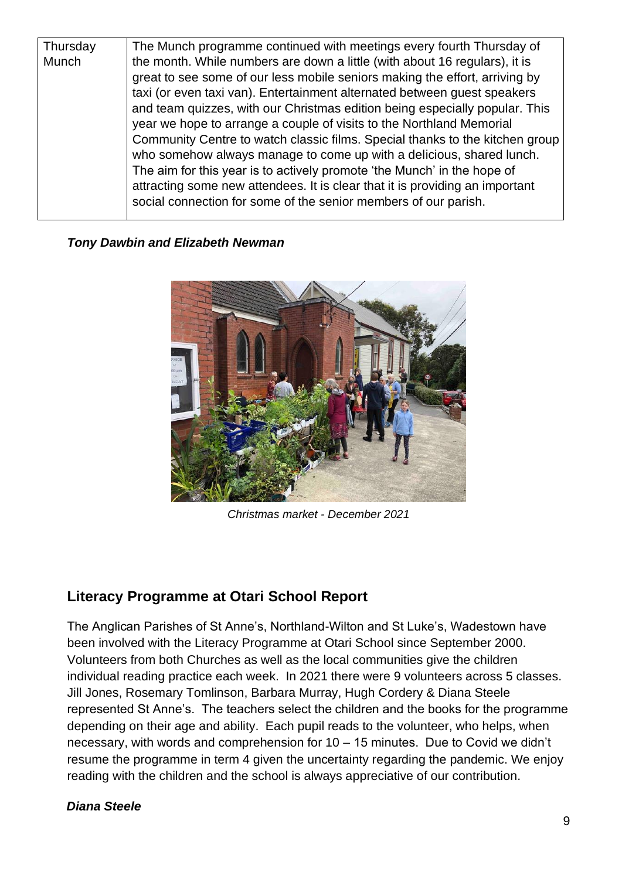| Thursday Munch | The Munch programme continued with meetings every fourth Thursday of the month. While numbers are down a little (with about 16 regulars), it is great to see some of our less mobile seniors making the effort, arriving by taxi (or even taxi van). Entertainment alternated between guest speakers and team quizzes, with our Christmas edition being especially popular. This year we hope to arrange a couple of visits to the Northland Memorial Community Centre to watch classic films. Special thanks to the kitchen group who somehow always manage to come up with a delicious, shared lunch. The aim for this year is to actively promote 'the Munch' in the hope of attracting some new attendees. It is clear that it is providing an important social connection for some of the senior members of our parish. |
|---|---|

***Tony Dawbin and Elizabeth Newman***

*Christmas market - December 2021*

## Literacy Programme at Otari School Report

The Anglican Parishes of St Anne's, Northland-Wilton and St Luke's, Wadestown have been involved with the Literacy Programme at Otari School since September 2000. Volunteers from both Churches as well as the local communities give the children individual reading practice each week. In 2021 there were 9 volunteers across 5 classes. Jill Jones, Rosemary Tomlinson, Barbara Murray, Hugh Cordery & Diana Steele represented St Anne's. The teachers select the children and the books for the programme depending on their age and ability. Each pupil reads to the volunteer, who helps, when necessary, with words and comprehension for 10 – 15 minutes. Due to Covid we didn't resume the programme in term 4 given the uncertainty regarding the pandemic. We enjoy reading with the children and the school is always appreciative of our contribution.

***Diana Steele***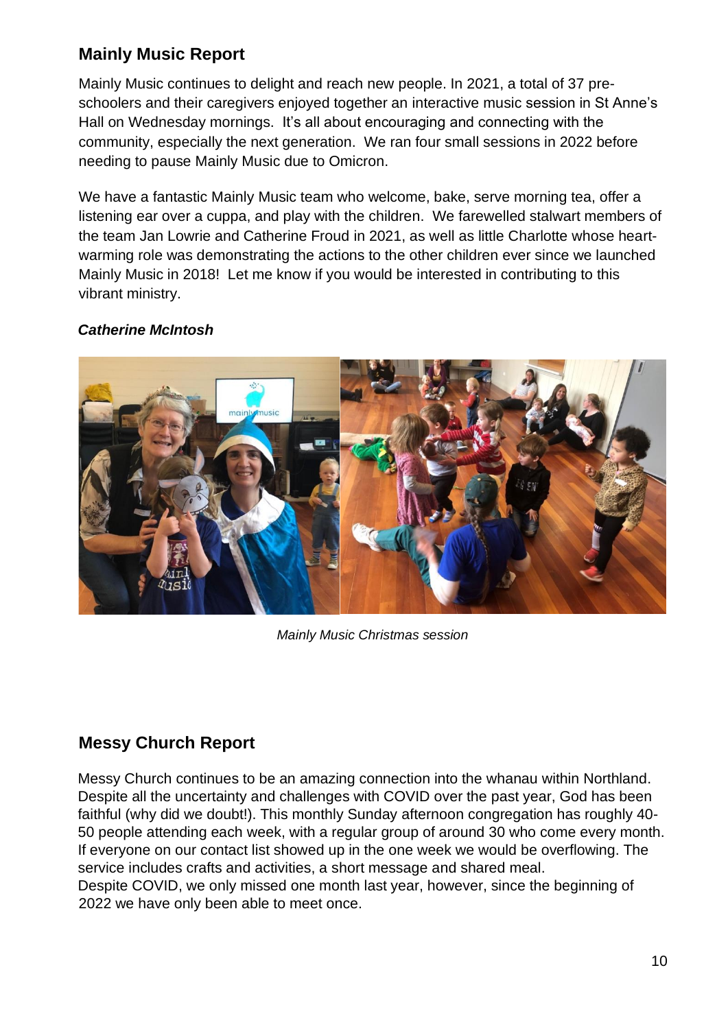## Mainly Music Report

Mainly Music continues to delight and reach new people. In 2021, a total of 37 pre-schoolers and their caregivers enjoyed together an interactive music session in St Anne's Hall on Wednesday mornings. It's all about encouraging and connecting with the community, especially the next generation. We ran four small sessions in 2022 before needing to pause Mainly Music due to Omicron.

We have a fantastic Mainly Music team who welcome, bake, serve morning tea, offer a listening ear over a cuppa, and play with the children. We farewelled stalwart members of the team Jan Lowrie and Catherine Froud in 2021, as well as little Charlotte whose heart-warming role was demonstrating the actions to the other children ever since we launched Mainly Music in 2018! Let me know if you would be interested in contributing to this vibrant ministry.

***Catherine McIntosh***

*Mainly Music Christmas session*

## Messy Church Report

Messy Church continues to be an amazing connection into the whanau within Northland. Despite all the uncertainty and challenges with COVID over the past year, God has been faithful (why did we doubt!). This monthly Sunday afternoon congregation has roughly 40-50 people attending each week, with a regular group of around 30 who come every month. If everyone on our contact list showed up in the one week we would be overflowing. The service includes crafts and activities, a short message and shared meal.
Despite COVID, we only missed one month last year, however, since the beginning of 2022 we have only been able to meet once.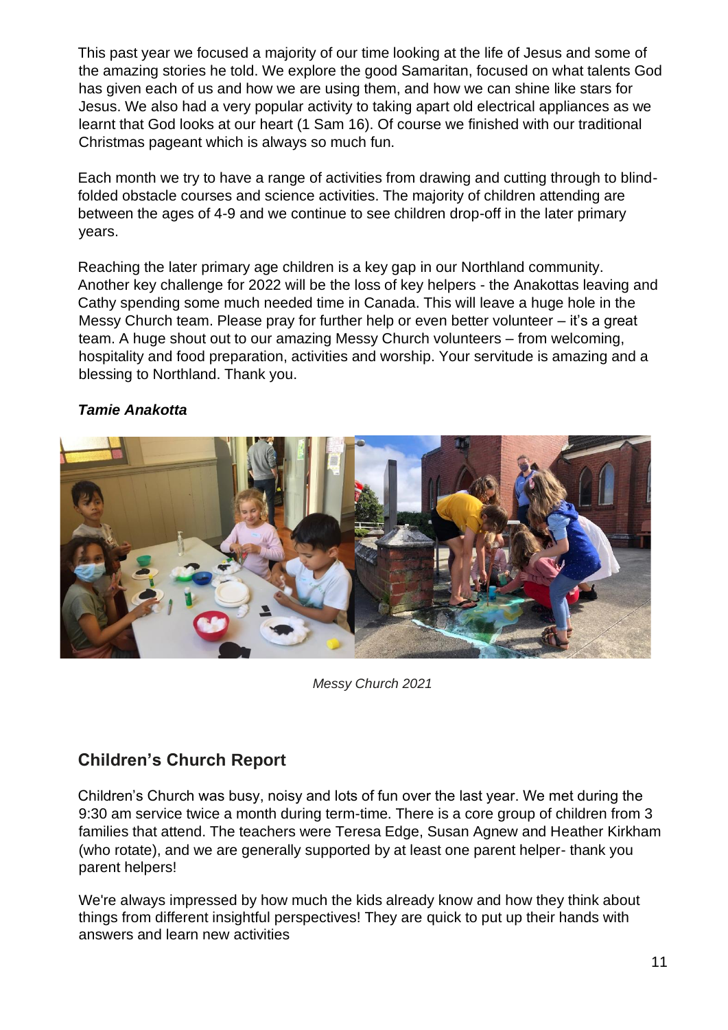This past year we focused a majority of our time looking at the life of Jesus and some of the amazing stories he told. We explore the good Samaritan, focused on what talents God has given each of us and how we are using them, and how we can shine like stars for Jesus. We also had a very popular activity to taking apart old electrical appliances as we learnt that God looks at our heart (1 Sam 16). Of course we finished with our traditional Christmas pageant which is always so much fun.

Each month we try to have a range of activities from drawing and cutting through to blind-folded obstacle courses and science activities. The majority of children attending are between the ages of 4-9 and we continue to see children drop-off in the later primary years.

Reaching the later primary age children is a key gap in our Northland community. Another key challenge for 2022 will be the loss of key helpers - the Anakottas leaving and Cathy spending some much needed time in Canada. This will leave a huge hole in the Messy Church team. Please pray for further help or even better volunteer – it's a great team. A huge shout out to our amazing Messy Church volunteers – from welcoming, hospitality and food preparation, activities and worship. Your servitude is amazing and a blessing to Northland. Thank you.

***Tamie Anakotta***

*Messy Church 2021*

## Children's Church Report

Children's Church was busy, noisy and lots of fun over the last year. We met during the 9:30 am service twice a month during term-time. There is a core group of children from 3 families that attend. The teachers were Teresa Edge, Susan Agnew and Heather Kirkham (who rotate), and we are generally supported by at least one parent helper- thank you parent helpers!

We're always impressed by how much the kids already know and how they think about things from different insightful perspectives! They are quick to put up their hands with answers and learn new activities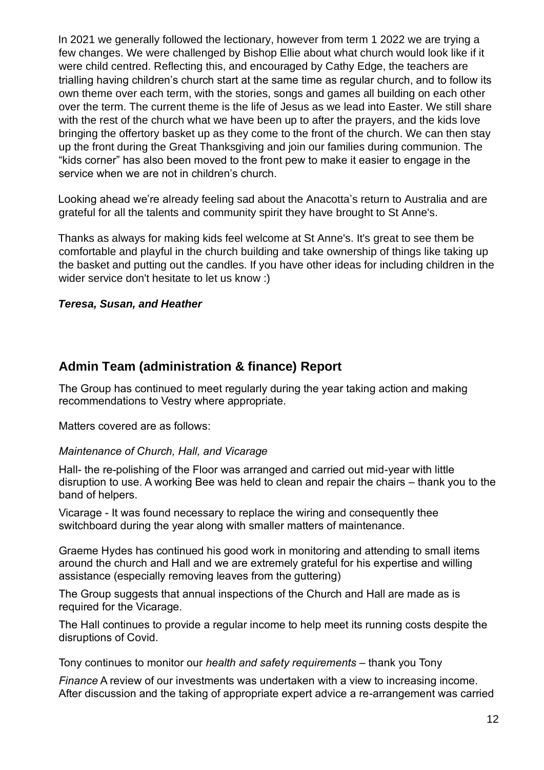In 2021 we generally followed the lectionary, however from term 1 2022 we are trying a few changes. We were challenged by Bishop Ellie about what church would look like if it were child centred. Reflecting this, and encouraged by Cathy Edge, the teachers are trialling having children's church start at the same time as regular church, and to follow its own theme over each term, with the stories, songs and games all building on each other over the term. The current theme is the life of Jesus as we lead into Easter. We still share with the rest of the church what we have been up to after the prayers, and the kids love bringing the offertory basket up as they come to the front of the church. We can then stay up the front during the Great Thanksgiving and join our families during communion. The "kids corner" has also been moved to the front pew to make it easier to engage in the service when we are not in children's church.

Looking ahead we're already feeling sad about the Anacotta's return to Australia and are grateful for all the talents and community spirit they have brought to St Anne's.

Thanks as always for making kids feel welcome at St Anne's. It's great to see them be comfortable and playful in the church building and take ownership of things like taking up the basket and putting out the candles. If you have other ideas for including children in the wider service don't hesitate to let us know :)

***Teresa, Susan, and Heather***

## Admin Team (administration & finance) Report

The Group has continued to meet regularly during the year taking action and making recommendations to Vestry where appropriate.

Matters covered are as follows:

*Maintenance of Church, Hall, and Vicarage*

Hall- the re-polishing of the Floor was arranged and carried out mid-year with little disruption to use. A working Bee was held to clean and repair the chairs – thank you to the band of helpers.

Vicarage - It was found necessary to replace the wiring and consequently thee switchboard during the year along with smaller matters of maintenance.

Graeme Hydes has continued his good work in monitoring and attending to small items around the church and Hall and we are extremely grateful for his expertise and willing assistance (especially removing leaves from the guttering)

The Group suggests that annual inspections of the Church and Hall are made as is required for the Vicarage.

The Hall continues to provide a regular income to help meet its running costs despite the disruptions of Covid.

Tony continues to monitor our *health and safety requirements* – thank you Tony

*Finance* A review of our investments was undertaken with a view to increasing income. After discussion and the taking of appropriate expert advice a re-arrangement was carried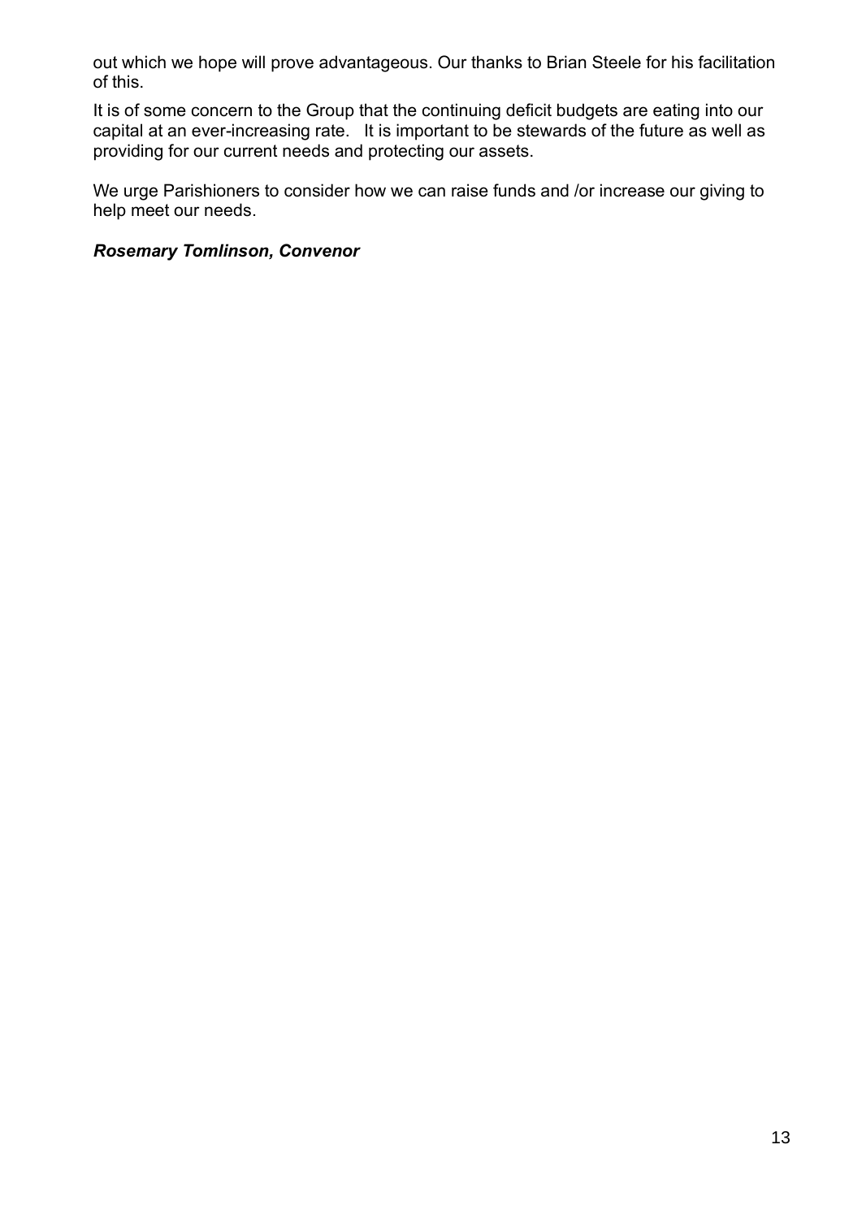out which we hope will prove advantageous. Our thanks to Brian Steele for his facilitation of this.

It is of some concern to the Group that the continuing deficit budgets are eating into our capital at an ever-increasing rate. It is important to be stewards of the future as well as providing for our current needs and protecting our assets.

We urge Parishioners to consider how we can raise funds and /or increase our giving to help meet our needs.

***Rosemary Tomlinson, Convenor***